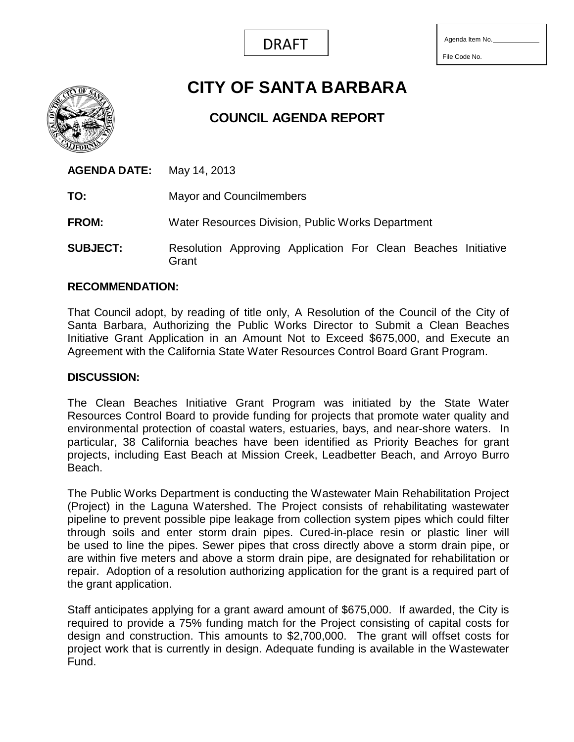DRAFT

Agenda Item No. \_\_\_\_\_\_\_\_\_\_

File Code No.

# CITY OF SANTA BARBARA

## COUNCIL AGENDA REPORT

**AGENDA DATE:** May 14, 2013

**TO:** Mayor and Councilmembers

**FROM:** Water Resources Division, Public Works Department

**SUBJECT:** Resolution Approving Application For Clean Beaches Initiative Grant

### RECOMMENDATION:

That Council adopt, by reading of title only, A Resolution of the Council of the City of Santa Barbara, Authorizing the Public Works Director to Submit a Clean Beaches Initiative Grant Application in an Amount Not to Exceed $675,000, and Execute an Agreement with the California State Water Resources Control Board Grant Program.

### DISCUSSION:

The Clean Beaches Initiative Grant Program was initiated by the State Water Resources Control Board to provide funding for projects that promote water quality and environmental protection of coastal waters, estuaries, bays, and near-shore waters. In particular, 38 California beaches have been identified as Priority Beaches for grant projects, including East Beach at Mission Creek, Leadbetter Beach, and Arroyo Burro Beach.

The Public Works Department is conducting the Wastewater Main Rehabilitation Project (Project) in the Laguna Watershed. The Project consists of rehabilitating wastewater pipeline to prevent possible pipe leakage from collection system pipes which could filter through soils and enter storm drain pipes. Cured-in-place resin or plastic liner will be used to line the pipes. Sewer pipes that cross directly above a storm drain pipe, or are within five meters and above a storm drain pipe, are designated for rehabilitation or repair. Adoption of a resolution authorizing application for the grant is a required part of the grant application.

Staff anticipates applying for a grant award amount of $675,000. If awarded, the City is required to provide a 75% funding match for the Project consisting of capital costs for design and construction. This amounts to $2,700,000. The grant will offset costs for project work that is currently in design. Adequate funding is available in the Wastewater Fund.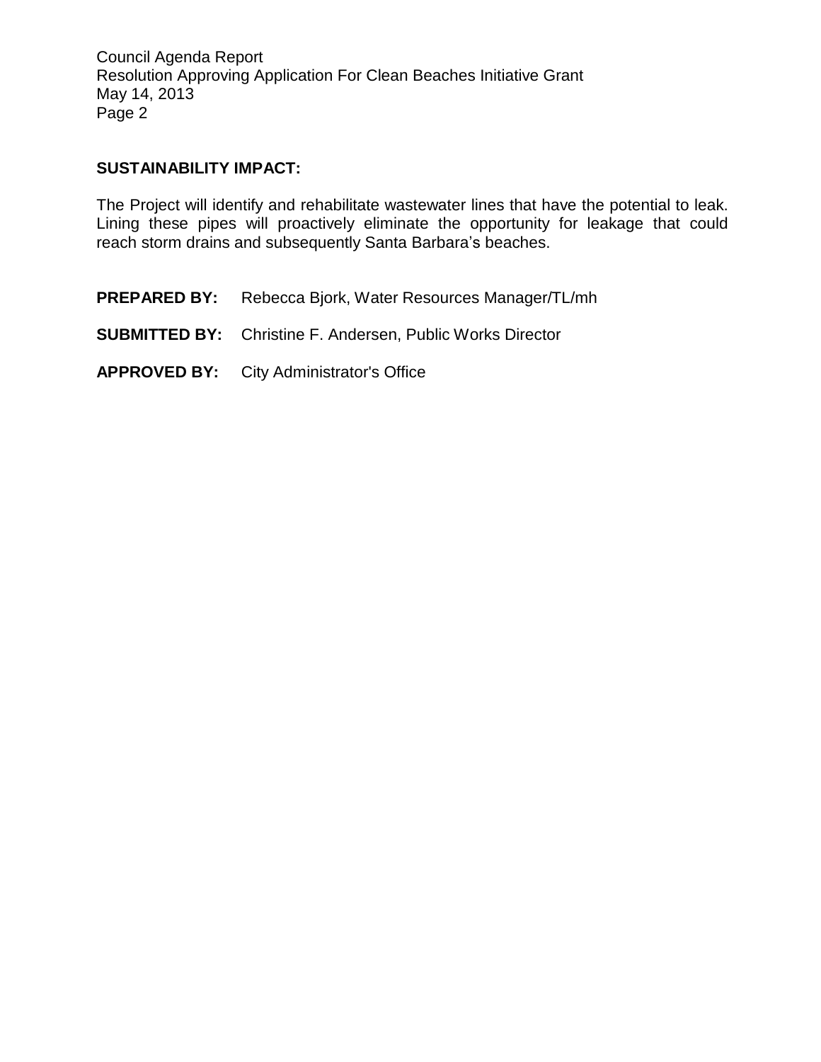**SUSTAINABILITY IMPACT:**

The Project will identify and rehabilitate wastewater lines that have the potential to leak. Lining these pipes will proactively eliminate the opportunity for leakage that could reach storm drains and subsequently Santa Barbara's beaches.

**PREPARED BY:** Rebecca Bjork, Water Resources Manager/TL/mh

**SUBMITTED BY:** Christine F. Andersen, Public Works Director

**APPROVED BY:** City Administrator's Office